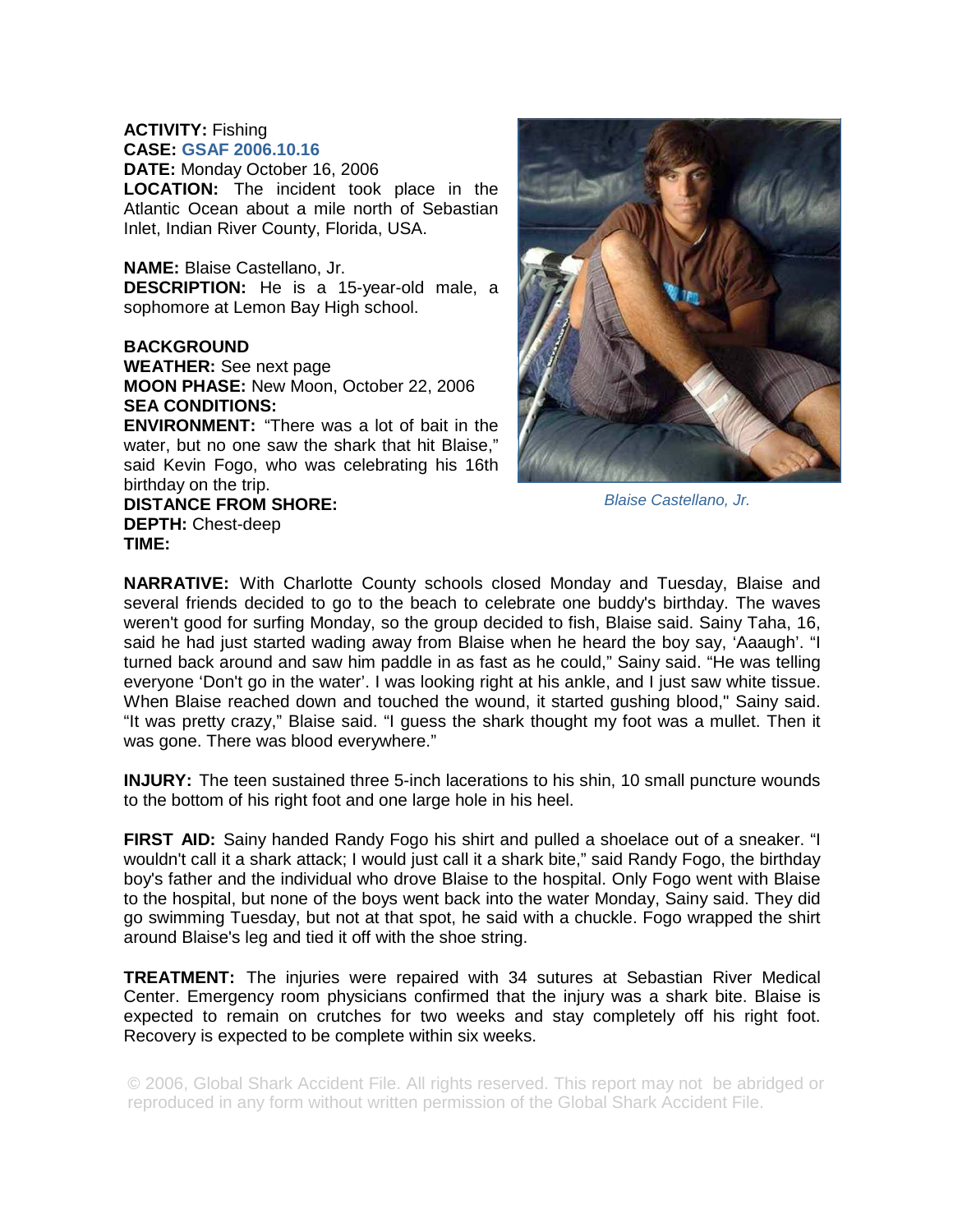**ACTIVITY:** Fishing
**CASE:** GSAF 2006.10.16
**DATE:** Monday October 16, 2006
**LOCATION:** The incident took place in the Atlantic Ocean about a mile north of Sebastian Inlet, Indian River County, Florida, USA.

**NAME:** Blaise Castellano, Jr.
**DESCRIPTION:** He is a 15-year-old male, a sophomore at Lemon Bay High school.

**BACKGROUND**
**WEATHER:** See next page
**MOON PHASE:** New Moon, October 22, 2006
**SEA CONDITIONS:**
**ENVIRONMENT:** "There was a lot of bait in the water, but no one saw the shark that hit Blaise," said Kevin Fogo, who was celebrating his 16th birthday on the trip.
**DISTANCE FROM SHORE:**
**DEPTH:** Chest-deep
**TIME:**

*Blaise Castellano, Jr.*

**NARRATIVE:** With Charlotte County schools closed Monday and Tuesday, Blaise and several friends decided to go to the beach to celebrate one buddy's birthday. The waves weren't good for surfing Monday, so the group decided to fish, Blaise said. Sainy Taha, 16, said he had just started wading away from Blaise when he heard the boy say, 'Aaaugh'. "I turned back around and saw him paddle in as fast as he could," Sainy said. "He was telling everyone 'Don't go in the water'. I was looking right at his ankle, and I just saw white tissue. When Blaise reached down and touched the wound, it started gushing blood," Sainy said. "It was pretty crazy," Blaise said. "I guess the shark thought my foot was a mullet. Then it was gone. There was blood everywhere."

**INJURY:** The teen sustained three 5-inch lacerations to his shin, 10 small puncture wounds to the bottom of his right foot and one large hole in his heel.

**FIRST AID:** Sainy handed Randy Fogo his shirt and pulled a shoelace out of a sneaker. "I wouldn't call it a shark attack; I would just call it a shark bite," said Randy Fogo, the birthday boy's father and the individual who drove Blaise to the hospital. Only Fogo went with Blaise to the hospital, but none of the boys went back into the water Monday, Sainy said. They did go swimming Tuesday, but not at that spot, he said with a chuckle. Fogo wrapped the shirt around Blaise's leg and tied it off with the shoe string.

**TREATMENT:** The injuries were repaired with 34 sutures at Sebastian River Medical Center. Emergency room physicians confirmed that the injury was a shark bite. Blaise is expected to remain on crutches for two weeks and stay completely off his right foot. Recovery is expected to be complete within six weeks.

© 2006, Global Shark Accident File. All rights reserved. This report may not be abridged or reproduced in any form without written permission of the Global Shark Accident File.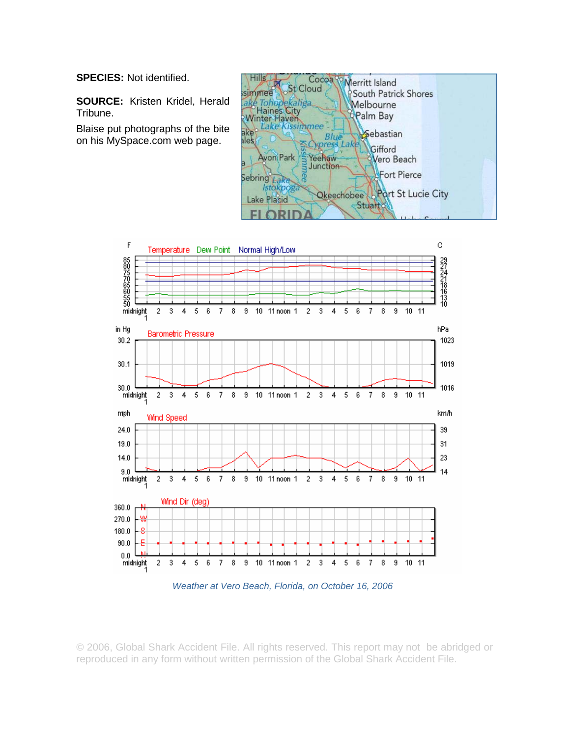**SPECIES:** Not identified.

**SOURCE:** Kristen Kridel, Herald Tribune.

Blaise put photographs of the bite on his MySpace.com web page.

Hills
Cocoa
Merritt Island
South Patrick Shores
Melbourne
Palm Bay
St Cloud
Kissimmee
Lake Tohopekaliga
Haines City
Winter Haven
Lake Kissimmee
Lake Wales
Blue Cypress Lake
Sebastian
Gifford
Vero Beach
Avon Park
Yeehaw Junction
Kissimmee
Fort Pierce
Sebring
Lake Istokpoga
Lake Placid
Okeechobee
Port St Lucie City
Stuart
FLORIDA
Hobe Sound

F
Temperature
Dew Point
Normal High/Low
C
85
80
75
70
65
60
55
50
29
27
24
21
18
16
13
10
midnight 1 2 3 4 5 6 7 8 9 10 11 noon 1 2 3 4 5 6 7 8 9 10 11

in Hg
Barometric Pressure
hPa
30.2
30.1
30.0
1023
1019
1016
midnight 1 2 3 4 5 6 7 8 9 10 11 noon 1 2 3 4 5 6 7 8 9 10 11

mph
Wind Speed
km/h
24.0
19.0
14.0
9.0
39
31
23
14
midnight 1 2 3 4 5 6 7 8 9 10 11 noon 1 2 3 4 5 6 7 8 9 10 11

Wind Dir (deg)
360.0 N
270.0 W
180.0 S
90.0 E
0.0 N
midnight 1 2 3 4 5 6 7 8 9 10 11 noon 1 2 3 4 5 6 7 8 9 10 11

*Weather at Vero Beach, Florida, on October 16, 2006*

© 2006, Global Shark Accident File. All rights reserved. This report may not be abridged or reproduced in any form without written permission of the Global Shark Accident File.